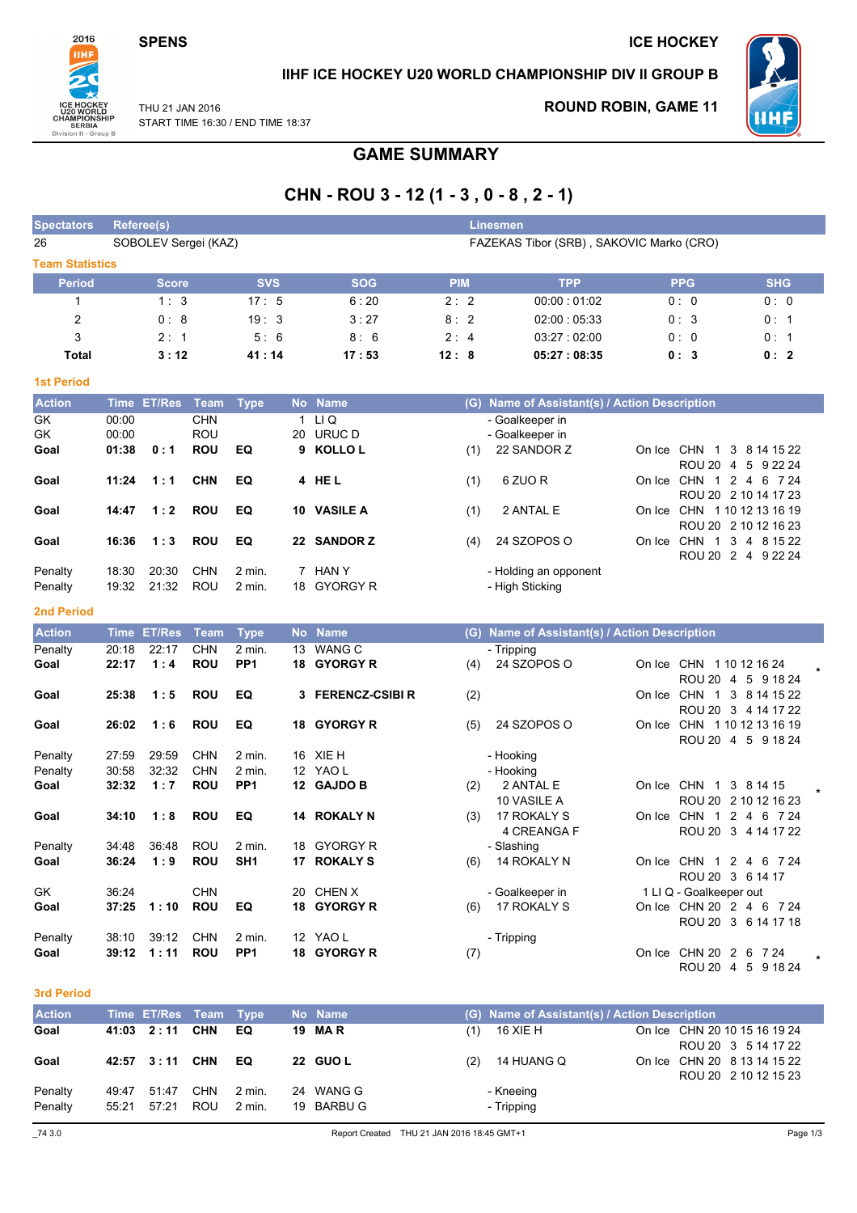SPENS

ICE HOCKEY

## IIHF ICE HOCKEY U20 WORLD CHAMPIONSHIP DIV II GROUP B

THU 21 JAN 2016
START TIME 16:30 / END TIME 18:37

ROUND ROBIN, GAME 11

# GAME SUMMARY

## CHN - ROU 3 - 12 (1 - 3 , 0 - 8 , 2 - 1)

| Spectators | Referee(s) | Linesmen |
|---|---|---|
| 26 | SOBOLEV Sergei (KAZ) | FAZEKAS Tibor (SRB) , SAKOVIC Marko (CRO) |

**Team Statistics**

| Period | Score | SVS | SOG | PIM | TPP | PPG | SHG |
|---|---|---|---|---|---|---|---|
| 1 | 1 : 3 | 17 : 5 | 6 : 20 | 2 : 2 | 00:00 : 01:02 | 0 : 0 | 0 : 0 |
| 2 | 0 : 8 | 19 : 3 | 3 : 27 | 8 : 2 | 02:00 : 05:33 | 0 : 3 | 0 : 1 |
| 3 | 2 : 1 | 5 : 6 | 8 : 6 | 2 : 4 | 03:27 : 02:00 | 0 : 0 | 0 : 1 |
| **Total** | **3 : 12** | **41 : 14** | **17 : 53** | **12 : 8** | **05:27 : 08:35** | **0 : 3** | **0 : 2** |

### 1st Period

| Action | Time | ET/Res | Team | Type | No | Name | (G) | Name of Assistant(s) / Action Description | On Ice |
|---|---|---|---|---|---|---|---|---|---|
| GK | 00:00 | | CHN | | 1 | LI Q | | - Goalkeeper in | |
| GK | 00:00 | | ROU | | 20 | URUC D | | - Goalkeeper in | |
| **Goal** | **01:38** | **0 : 1** | **ROU** | **EQ** | **9** | **KOLLO L** | (1) | 22 SANDOR Z | CHN 1 3 8 14 15 22 / ROU 20 4 5 9 22 24 |
| **Goal** | **11:24** | **1 : 1** | **CHN** | **EQ** | **4** | **HE L** | (1) | 6 ZUO R | CHN 1 2 4 6 7 24 / ROU 20 2 10 14 17 23 |
| **Goal** | **14:47** | **1 : 2** | **ROU** | **EQ** | **10** | **VASILE A** | (1) | 2 ANTAL E | CHN 1 10 12 13 16 19 / ROU 20 2 10 12 16 23 |
| **Goal** | **16:36** | **1 : 3** | **ROU** | **EQ** | **22** | **SANDOR Z** | (4) | 24 SZOPOS O | CHN 1 3 4 8 15 22 / ROU 20 2 4 9 22 24 |
| Penalty | 18:30 | 20:30 | CHN | 2 min. | 7 | HAN Y | | - Holding an opponent | |
| Penalty | 19:32 | 21:32 | ROU | 2 min. | 18 | GYORGY R | | - High Sticking | |

### 2nd Period

| Action | Time | ET/Res | Team | Type | No | Name | (G) | Name of Assistant(s) / Action Description | On Ice |
|---|---|---|---|---|---|---|---|---|---|
| Penalty | 20:18 | 22:17 | CHN | 2 min. | 13 | WANG C | | - Tripping | |
| **Goal** | **22:17** | **1 : 4** | **ROU** | **PP1** | **18** | **GYORGY R** | (4) | 24 SZOPOS O | CHN 1 10 12 16 24 / ROU 20 4 5 9 18 24 * |
| **Goal** | **25:38** | **1 : 5** | **ROU** | **EQ** | **3** | **FERENCZ-CSIBI R** | (2) | | CHN 1 3 8 14 15 22 / ROU 20 3 4 14 17 22 |
| **Goal** | **26:02** | **1 : 6** | **ROU** | **EQ** | **18** | **GYORGY R** | (5) | 24 SZOPOS O | CHN 1 10 12 13 16 19 / ROU 20 4 5 9 18 24 |
| Penalty | 27:59 | 29:59 | CHN | 2 min. | 16 | XIE H | | - Hooking | |
| Penalty | 30:58 | 32:32 | CHN | 2 min. | 12 | YAO L | | - Hooking | |
| **Goal** | **32:32** | **1 : 7** | **ROU** | **PP1** | **12** | **GAJDO B** | (2) | 2 ANTAL E, 10 VASILE A | CHN 1 3 8 14 15 / ROU 20 2 10 12 16 23 * |
| **Goal** | **34:10** | **1 : 8** | **ROU** | **EQ** | **14** | **ROKALY N** | (3) | 17 ROKALY S, 4 CREANGA F | CHN 1 2 4 6 7 24 / ROU 20 3 4 14 17 22 |
| Penalty | 34:48 | 36:48 | ROU | 2 min. | 18 | GYORGY R | | - Slashing | |
| **Goal** | **36:24** | **1 : 9** | **ROU** | **SH1** | **17** | **ROKALY S** | (6) | 14 ROKALY N | CHN 1 2 4 6 7 24 / ROU 20 3 6 14 17 |
| GK | 36:24 | | CHN | | 20 | CHEN X | | - Goalkeeper in | 1 LI Q - Goalkeeper out |
| **Goal** | **37:25** | **1 : 10** | **ROU** | **EQ** | **18** | **GYORGY R** | (6) | 17 ROKALY S | CHN 20 2 4 6 7 24 / ROU 20 3 6 14 17 18 |
| Penalty | 38:10 | 39:12 | CHN | 2 min. | 12 | YAO L | | - Tripping | |
| **Goal** | **39:12** | **1 : 11** | **ROU** | **PP1** | **18** | **GYORGY R** | (7) | | CHN 20 2 6 7 24 / ROU 20 4 5 9 18 24 * |

### 3rd Period

| Action | Time | ET/Res | Team | Type | No | Name | (G) | Name of Assistant(s) / Action Description | On Ice |
|---|---|---|---|---|---|---|---|---|---|
| **Goal** | **41:03** | **2 : 11** | **CHN** | **EQ** | **19** | **MA R** | (1) | 16 XIE H | CHN 20 10 15 16 19 24 / ROU 20 3 5 14 17 22 |
| **Goal** | **42:57** | **3 : 11** | **CHN** | **EQ** | **22** | **GUO L** | (2) | 14 HUANG Q | CHN 20 8 13 14 15 22 / ROU 20 2 10 12 15 23 |
| Penalty | 49:47 | 51:47 | CHN | 2 min. | 24 | WANG G | | - Kneeing | |
| Penalty | 55:21 | 57:21 | ROU | 2 min. | 19 | BARBU G | | - Tripping | |

_74 3.0 Report Created THU 21 JAN 2016 18:45 GMT+1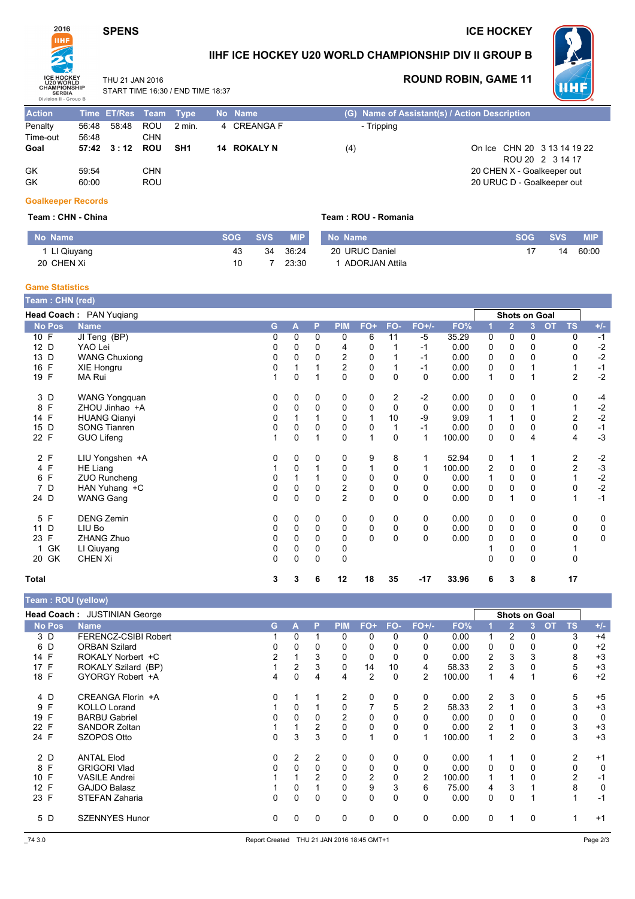SPENS

ICE HOCKEY

## IIHF ICE HOCKEY U20 WORLD CHAMPIONSHIP DIV II GROUP B

THU 21 JAN 2016
START TIME 16:30 / END TIME 18:37

### ROUND ROBIN, GAME 11

| Action | Time | ET/Res | Team | Type | No | Name | (G) | Name of Assistant(s) / Action Description |
|---|---|---|---|---|---|---|---|---|
| Penalty | 56:48 | 58:48 | ROU | 2 min. | 4 | CREANGA F | | - Tripping |
| Time-out | 56:48 | | CHN | | | | | |
| **Goal** | **57:42** | **3 : 12** | **ROU** | **SH1** | **14** | **ROKALY N** | (4) | On Ice CHN 20 3 13 14 19 22 / ROU 20 2 3 14 17 |
| GK | 59:54 | | CHN | | | | | 20 CHEN X - Goalkeeper out |
| GK | 60:00 | | ROU | | | | | 20 URUC D - Goalkeeper out |

### Goalkeeper Records

**Team : CHN - China**

| No | Name | SOG | SVS | MIP |
|---|---|---|---|---|
| 1 | LI Qiuyang | 43 | 34 | 36:24 |
| 20 | CHEN Xi | 10 | 7 | 23:30 |

**Team : ROU - Romania**

| No | Name | SOG | SVS | MIP |
|---|---|---|---|---|
| 20 | URUC Daniel | 17 | 14 | 60:00 |
| 1 | ADORJAN Attila | | | |

### Game Statistics

**Team : CHN (red)**

**Head Coach :** PAN Yuqiang

| No | Pos | Name | G | A | P | PIM | FO+ | FO- | FO+/- | FO% | 1 | 2 | 3 | OT | TS | +/- |
|---|---|---|---|---|---|---|---|---|---|---|---|---|---|---|---|---|
| 10 | F | JI Teng (BP) | 0 | 0 | 0 | 0 | 6 | 11 | -5 | 35.29 | 0 | 0 | 0 | | 0 | -1 |
| 12 | D | YAO Lei | 0 | 0 | 0 | 4 | 0 | 1 | -1 | 0.00 | 0 | 0 | 0 | | 0 | -2 |
| 13 | D | WANG Chuxiong | 0 | 0 | 0 | 2 | 0 | 1 | -1 | 0.00 | 0 | 0 | 0 | | 0 | -2 |
| 16 | F | XIE Hongru | 0 | 1 | 1 | 2 | 0 | 1 | -1 | 0.00 | 0 | 0 | 1 | | 1 | -1 |
| 19 | F | MA Rui | 1 | 0 | 1 | 0 | 0 | 0 | 0 | 0.00 | 1 | 0 | 1 | | 2 | -2 |
| 3 | D | WANG Yongquan | 0 | 0 | 0 | 0 | 0 | 2 | -2 | 0.00 | 0 | 0 | 0 | | 0 | -4 |
| 8 | F | ZHOU Jinhao +A | 0 | 0 | 0 | 0 | 0 | 0 | 0 | 0.00 | 0 | 0 | 1 | | 1 | -2 |
| 14 | F | HUANG Qianyi | 0 | 1 | 1 | 0 | 1 | 10 | -9 | 9.09 | 1 | 1 | 0 | | 2 | -2 |
| 15 | D | SONG Tianren | 0 | 0 | 0 | 0 | 0 | 1 | -1 | 0.00 | 0 | 0 | 0 | | 0 | -1 |
| 22 | F | GUO Lifeng | 1 | 0 | 1 | 0 | 1 | 0 | 1 | 100.00 | 0 | 0 | 4 | | 4 | -3 |
| 2 | F | LIU Yongshen +A | 0 | 0 | 0 | 0 | 9 | 8 | 1 | 52.94 | 0 | 1 | 1 | | 2 | -2 |
| 4 | F | HE Liang | 1 | 0 | 1 | 0 | 1 | 0 | 1 | 100.00 | 2 | 0 | 0 | | 2 | -3 |
| 6 | F | ZUO Runcheng | 0 | 1 | 1 | 0 | 0 | 0 | 0 | 0.00 | 1 | 0 | 0 | | 1 | -2 |
| 7 | D | HAN Yuhang +C | 0 | 0 | 0 | 2 | 0 | 0 | 0 | 0.00 | 0 | 0 | 0 | | 0 | -2 |
| 24 | D | WANG Gang | 0 | 0 | 0 | 2 | 0 | 0 | 0 | 0.00 | 0 | 1 | 0 | | 1 | -1 |
| 5 | F | DENG Zemin | 0 | 0 | 0 | 0 | 0 | 0 | 0 | 0.00 | 0 | 0 | 0 | | 0 | 0 |
| 11 | D | LIU Bo | 0 | 0 | 0 | 0 | 0 | 0 | 0 | 0.00 | 0 | 0 | 0 | | 0 | 0 |
| 23 | F | ZHANG Zhuo | 0 | 0 | 0 | 0 | 0 | 0 | 0 | 0.00 | 0 | 0 | 0 | | 0 | 0 |
| 1 | GK | LI Qiuyang | 0 | 0 | 0 | 0 | | | | | 1 | 0 | 0 | | 1 | |
| 20 | GK | CHEN Xi | 0 | 0 | 0 | 0 | | | | | 0 | 0 | 0 | | 0 | |
| **Total** | | | **3** | **3** | **6** | **12** | **18** | **35** | **-17** | **33.96** | **6** | **3** | **8** | | **17** | |

**Team : ROU (yellow)**

**Head Coach :** JUSTINIAN George

| No | Pos | Name | G | A | P | PIM | FO+ | FO- | FO+/- | FO% | 1 | 2 | 3 | OT | TS | +/- |
|---|---|---|---|---|---|---|---|---|---|---|---|---|---|---|---|---|
| 3 | D | FERENCZ-CSIBI Robert | 1 | 0 | 1 | 0 | 0 | 0 | 0 | 0.00 | 1 | 2 | 0 | | 3 | +4 |
| 6 | D | ORBAN Szilard | 0 | 0 | 0 | 0 | 0 | 0 | 0 | 0.00 | 0 | 0 | 0 | | 0 | +2 |
| 14 | F | ROKALY Norbert +C | 2 | 1 | 3 | 0 | 0 | 0 | 0 | 0.00 | 2 | 3 | 3 | | 8 | +3 |
| 17 | F | ROKALY Szilard (BP) | 1 | 2 | 3 | 0 | 14 | 10 | 4 | 58.33 | 2 | 3 | 0 | | 5 | +3 |
| 18 | F | GYORGY Robert +A | 4 | 0 | 4 | 4 | 2 | 0 | 2 | 100.00 | 1 | 4 | 1 | | 6 | +2 |
| 4 | D | CREANGA Florin +A | 0 | 1 | 1 | 2 | 0 | 0 | 0 | 0.00 | 2 | 3 | 0 | | 5 | +5 |
| 9 | F | KOLLO Lorand | 1 | 0 | 1 | 0 | 7 | 5 | 2 | 58.33 | 2 | 1 | 0 | | 3 | +3 |
| 19 | F | BARBU Gabriel | 0 | 0 | 0 | 2 | 0 | 0 | 0 | 0.00 | 0 | 0 | 0 | | 0 | 0 |
| 22 | F | SANDOR Zoltan | 1 | 1 | 2 | 0 | 0 | 0 | 0 | 0.00 | 2 | 1 | 0 | | 3 | +3 |
| 24 | F | SZOPOS Otto | 0 | 3 | 3 | 0 | 1 | 0 | 1 | 100.00 | 1 | 2 | 0 | | 3 | +3 |
| 2 | D | ANTAL Elod | 0 | 2 | 2 | 0 | 0 | 0 | 0 | 0.00 | 1 | 1 | 0 | | 2 | +1 |
| 8 | F | GRIGORI Vlad | 0 | 0 | 0 | 0 | 0 | 0 | 0 | 0.00 | 0 | 0 | 0 | | 0 | 0 |
| 10 | F | VASILE Andrei | 1 | 1 | 2 | 0 | 2 | 0 | 2 | 100.00 | 1 | 1 | 0 | | 2 | -1 |
| 12 | F | GAJDO Balasz | 1 | 0 | 1 | 0 | 9 | 3 | 6 | 75.00 | 4 | 3 | 1 | | 8 | 0 |
| 23 | F | STEFAN Zaharia | 0 | 0 | 0 | 0 | 0 | 0 | 0 | 0.00 | 0 | 0 | 1 | | 1 | -1 |
| 5 | D | SZENNYES Hunor | 0 | 0 | 0 | 0 | 0 | 0 | 0 | 0.00 | 0 | 1 | 0 | | 1 | +1 |

Report Created THU 21 JAN 2016 18:45 GMT+1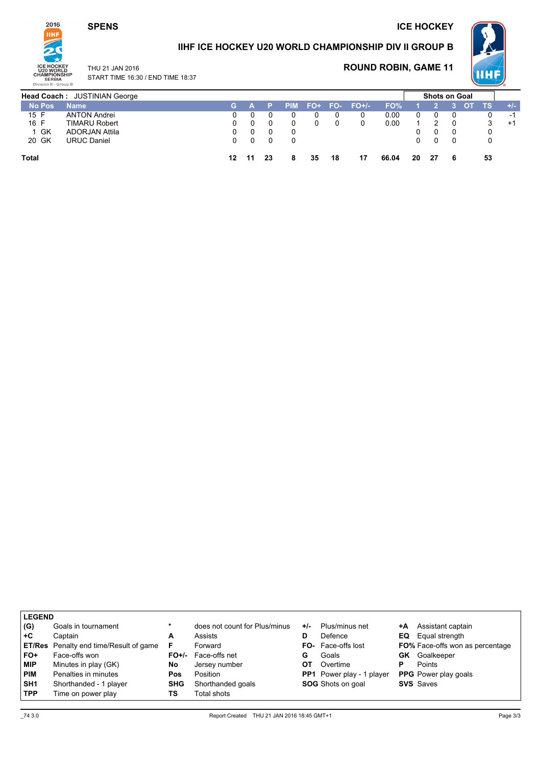**SPENS** **ICE HOCKEY**

# IIHF ICE HOCKEY U20 WORLD CHAMPIONSHIP DIV II GROUP B

THU 21 JAN 2016
START TIME 16:30 / END TIME 18:37

## ROUND ROBIN, GAME 11

**Head Coach :** JUSTINIAN George

| No | Pos | Name | G | A | P | PIM | FO+ | FO- | FO+/- | FO% | Shots on Goal 1 | 2 | 3 | OT | TS | +/- |
|---|---|---|---|---|---|---|---|---|---|---|---|---|---|---|---|---|
| 15 | F | ANTON Andrei | 0 | 0 | 0 | 0 | 0 | 0 | 0 | 0.00 | 0 | 0 | 0 | | 0 | -1 |
| 16 | F | TIMARU Robert | 0 | 0 | 0 | 0 | 0 | 0 | 0 | 0.00 | 1 | 2 | 0 | | 3 | +1 |
| 1 | GK | ADORJAN Attila | 0 | 0 | 0 | 0 | | | | | 0 | 0 | 0 | | 0 | |
| 20 | GK | URUC Daniel | 0 | 0 | 0 | 0 | | | | | 0 | 0 | 0 | | 0 | |
| **Total** | | | **12** | **11** | **23** | **8** | **35** | **18** | **17** | **66.04** | **20** | **27** | **6** | | **53** | |

**LEGEND**

| | | | | | | | |
|---|---|---|---|---|---|---|---|
| (G) | Goals in tournament | * | does not count for Plus/minus | +/- | Plus/minus net | +A | Assistant captain |
| +C | Captain | A | Assists | D | Defence | EQ | Equal strength |
| ET/Res | Penalty end time/Result of game | F | Forward | FO- | Face-offs lost | FO% | Face-offs won as percentage |
| FO+ | Face-offs won | FO+/- | Face-offs net | G | Goals | GK | Goalkeeper |
| MIP | Minutes in play (GK) | No | Jersey number | OT | Overtime | P | Points |
| PIM | Penalties in minutes | Pos | Position | PP1 | Power play - 1 player | PPG | Power play goals |
| SH1 | Shorthanded - 1 player | SHG | Shorthanded goals | SOG | Shots on goal | SVS | Saves |
| TPP | Time on power play | TS | Total shots | | | | |

_74 3.0 Report Created THU 21 JAN 2016 18:45 GMT+1